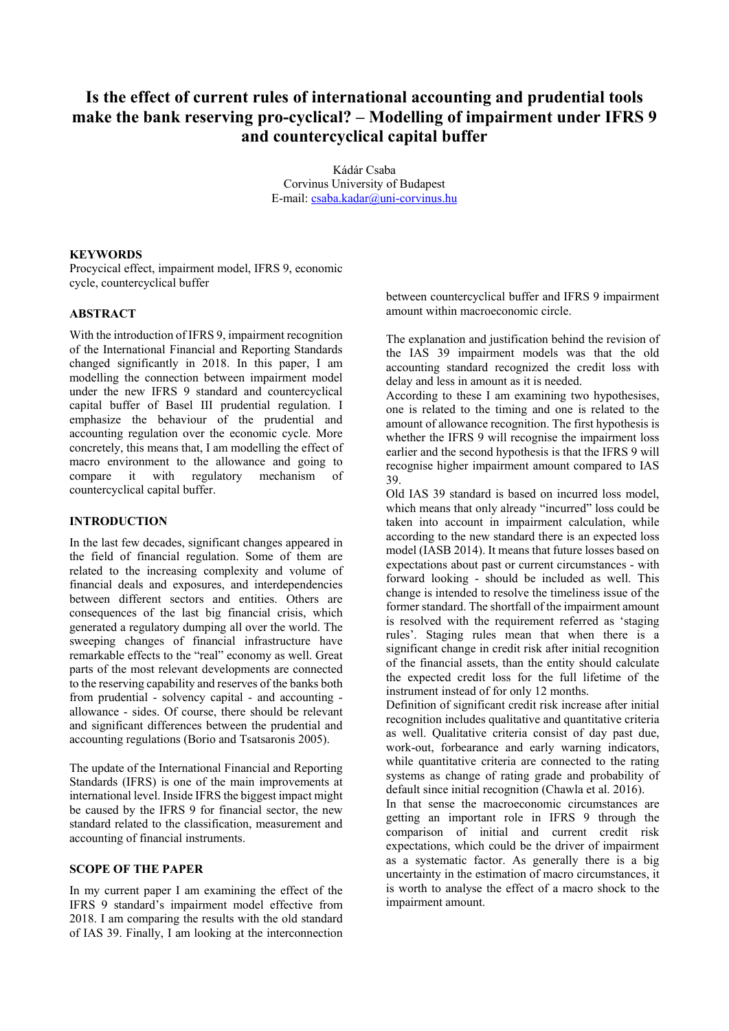# Is the effect of current rules of international accounting and prudential tools make the bank reserving pro-cyclical? – Modelling of impairment under IFRS 9 and countercyclical capital buffer

Kádár Csaba
Corvinus University of Budapest
E-mail: csaba.kadar@uni-corvinus.hu

**KEYWORDS**

Procycical effect, impairment model, IFRS 9, economic cycle, countercyclical buffer

## ABSTRACT

With the introduction of IFRS 9, impairment recognition of the International Financial and Reporting Standards changed significantly in 2018. In this paper, I am modelling the connection between impairment model under the new IFRS 9 standard and countercyclical capital buffer of Basel III prudential regulation. I emphasize the behaviour of the prudential and accounting regulation over the economic cycle. More concretely, this means that, I am modelling the effect of macro environment to the allowance and going to compare it with regulatory mechanism of countercyclical capital buffer.

## INTRODUCTION

In the last few decades, significant changes appeared in the field of financial regulation. Some of them are related to the increasing complexity and volume of financial deals and exposures, and interdependencies between different sectors and entities. Others are consequences of the last big financial crisis, which generated a regulatory dumping all over the world. The sweeping changes of financial infrastructure have remarkable effects to the "real" economy as well. Great parts of the most relevant developments are connected to the reserving capability and reserves of the banks both from prudential - solvency capital - and accounting - allowance - sides. Of course, there should be relevant and significant differences between the prudential and accounting regulations (Borio and Tsatsaronis 2005).

The update of the International Financial and Reporting Standards (IFRS) is one of the main improvements at international level. Inside IFRS the biggest impact might be caused by the IFRS 9 for financial sector, the new standard related to the classification, measurement and accounting of financial instruments.

## SCOPE OF THE PAPER

In my current paper I am examining the effect of the IFRS 9 standard's impairment model effective from 2018. I am comparing the results with the old standard of IAS 39. Finally, I am looking at the interconnection between countercyclical buffer and IFRS 9 impairment amount within macroeconomic circle.

The explanation and justification behind the revision of the IAS 39 impairment models was that the old accounting standard recognized the credit loss with delay and less in amount as it is needed.

According to these I am examining two hypothesises, one is related to the timing and one is related to the amount of allowance recognition. The first hypothesis is whether the IFRS 9 will recognise the impairment loss earlier and the second hypothesis is that the IFRS 9 will recognise higher impairment amount compared to IAS 39.

Old IAS 39 standard is based on incurred loss model, which means that only already "incurred" loss could be taken into account in impairment calculation, while according to the new standard there is an expected loss model (IASB 2014). It means that future losses based on expectations about past or current circumstances - with forward looking - should be included as well. This change is intended to resolve the timeliness issue of the former standard. The shortfall of the impairment amount is resolved with the requirement referred as 'staging rules'. Staging rules mean that when there is a significant change in credit risk after initial recognition of the financial assets, than the entity should calculate the expected credit loss for the full lifetime of the instrument instead of for only 12 months.

Definition of significant credit risk increase after initial recognition includes qualitative and quantitative criteria as well. Qualitative criteria consist of day past due, work-out, forbearance and early warning indicators, while quantitative criteria are connected to the rating systems as change of rating grade and probability of default since initial recognition (Chawla et al. 2016).

In that sense the macroeconomic circumstances are getting an important role in IFRS 9 through the comparison of initial and current credit risk expectations, which could be the driver of impairment as a systematic factor. As generally there is a big uncertainty in the estimation of macro circumstances, it is worth to analyse the effect of a macro shock to the impairment amount.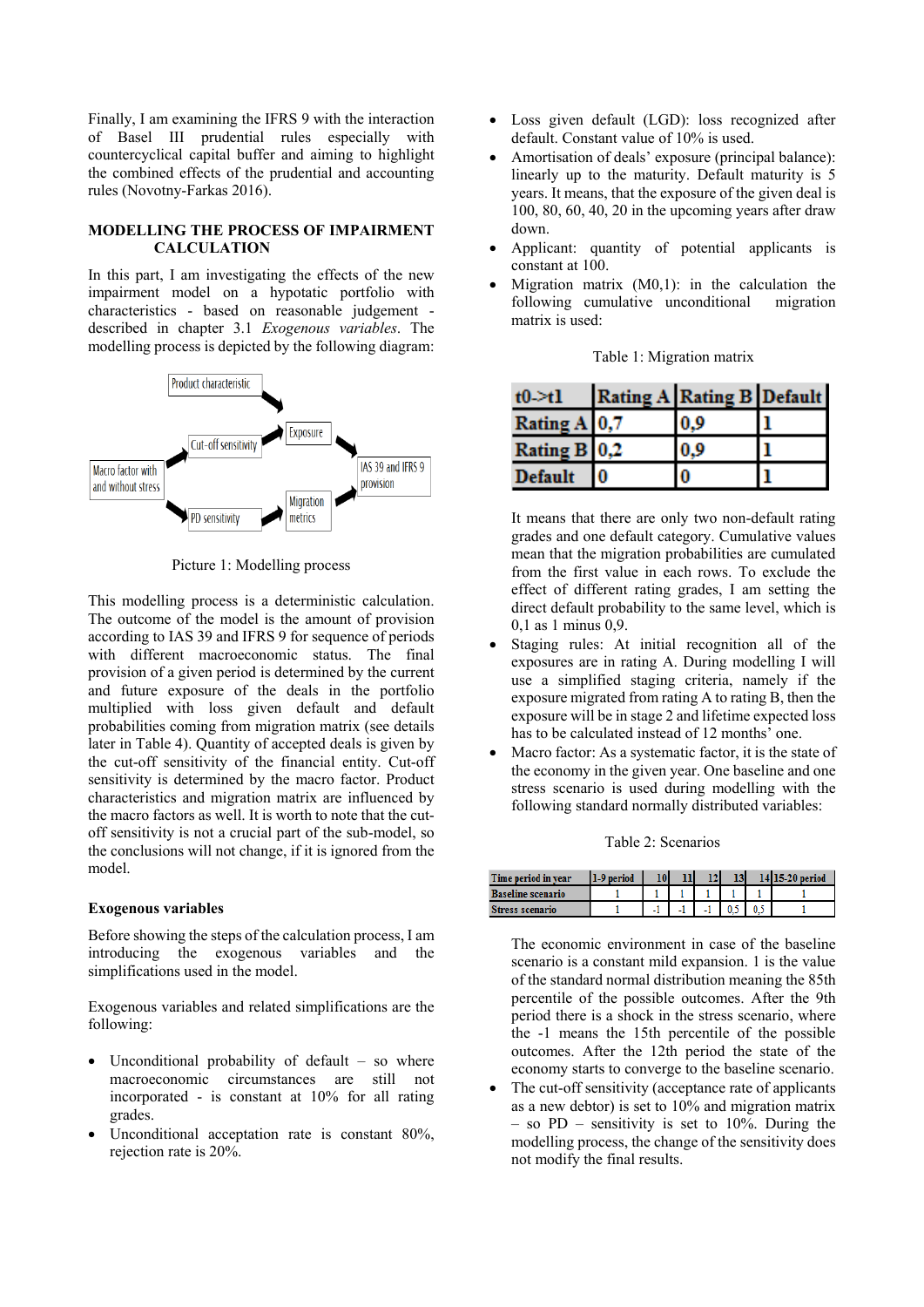Finally, I am examining the IFRS 9 with the interaction of Basel III prudential rules especially with countercyclical capital buffer and aiming to highlight the combined effects of the prudential and accounting rules (Novotny-Farkas 2016).

## MODELLING THE PROCESS OF IMPAIRMENT CALCULATION

In this part, I am investigating the effects of the new impairment model on a hypotatic portfolio with characteristics - based on reasonable judgement - described in chapter 3.1 *Exogenous variables*. The modelling process is depicted by the following diagram:

Product characteristic

Cut-off sensitivity

Exposure

Macro factor with and without stress

IAS 39 and IFRS 9 provision

PD sensitivity

Migration metrics

Picture 1: Modelling process

This modelling process is a deterministic calculation. The outcome of the model is the amount of provision according to IAS 39 and IFRS 9 for sequence of periods with different macroeconomic status. The final provision of a given period is determined by the current and future exposure of the deals in the portfolio multiplied with loss given default and default probabilities coming from migration matrix (see details later in Table 4). Quantity of accepted deals is given by the cut-off sensitivity of the financial entity. Cut-off sensitivity is determined by the macro factor. Product characteristics and migration matrix are influenced by the macro factors as well. It is worth to note that the cut-off sensitivity is not a crucial part of the sub-model, so the conclusions will not change, if it is ignored from the model.

### Exogenous variables

Before showing the steps of the calculation process, I am introducing the exogenous variables and the simplifications used in the model.

Exogenous variables and related simplifications are the following:

- Unconditional probability of default – so where macroeconomic circumstances are still not incorporated - is constant at 10% for all rating grades.
- Unconditional acceptation rate is constant 80%, rejection rate is 20%.
- Loss given default (LGD): loss recognized after default. Constant value of 10% is used.
- Amortisation of deals' exposure (principal balance): linearly up to the maturity. Default maturity is 5 years. It means, that the exposure of the given deal is 100, 80, 60, 40, 20 in the upcoming years after draw down.
- Applicant: quantity of potential applicants is constant at 100.
- Migration matrix (M0,1): in the calculation the following cumulative unconditional migration matrix is used:

Table 1: Migration matrix

| t0->t1 | Rating A | Rating B | Default |
|---|---|---|---|
| Rating A | 0,7 | 0,9 | 1 |
| Rating B | 0,2 | 0,9 | 1 |
| Default | 0 | 0 | 1 |

  It means that there are only two non-default rating grades and one default category. Cumulative values mean that the migration probabilities are cumulated from the first value in each rows. To exclude the effect of different rating grades, I am setting the direct default probability to the same level, which is 0,1 as 1 minus 0,9.

- Staging rules: At initial recognition all of the exposures are in rating A. During modelling I will use a simplified staging criteria, namely if the exposure migrated from rating A to rating B, then the exposure will be in stage 2 and lifetime expected loss has to be calculated instead of 12 months' one.
- Macro factor: As a systematic factor, it is the state of the economy in the given year. One baseline and one stress scenario is used during modelling with the following standard normally distributed variables:

Table 2: Scenarios

| Time period in year | 1-9 period | 10 | 11 | 12 | 13 | 14 | 15-20 period |
|---|---|---|---|---|---|---|---|
| Baseline scenario | 1 | 1 | 1 | 1 | 1 | 1 | 1 |
| Stress scenario | 1 | -1 | -1 | -1 | 0,5 | 0,5 | 1 |

  The economic environment in case of the baseline scenario is a constant mild expansion. 1 is the value of the standard normal distribution meaning the 85th percentile of the possible outcomes. After the 9th period there is a shock in the stress scenario, where the -1 means the 15th percentile of the possible outcomes. After the 12th period the state of the economy starts to converge to the baseline scenario.

- The cut-off sensitivity (acceptance rate of applicants as a new debtor) is set to 10% and with migration matrix – so PD – sensitivity is set to 10%. During the modelling process, the change of the sensitivity does not modify the final results.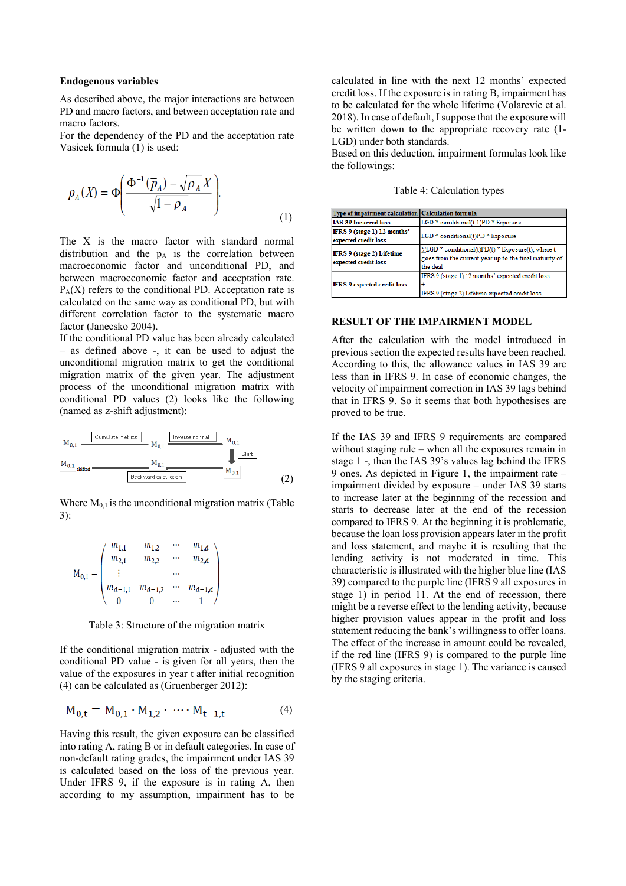**Endogenous variables**

As described above, the major interactions are between PD and macro factors, and between acceptation rate and macro factors.

For the dependency of the PD and the acceptation rate Vasicek formula (1) is used:

$$p_A(X) = \Phi\left(\frac{\Phi^{-1}(\overline{p}_A) - \sqrt{\rho_A}X}{\sqrt{1-\rho_A}}\right) \qquad (1)$$

The X is the macro factor with standard normal distribution and the $p_A$ is the correlation between macroeconomic factor and unconditional PD, and between macroeconomic factor and acceptation rate. $P_A(X)$ refers to the conditional PD. Acceptation rate is calculated on the same way as conditional PD, but with different correlation factor to the systematic macro factor (Janecsko 2004).

If the conditional PD value has been already calculated – as defined above -, it can be used to adjust the unconditional migration matrix to get the conditional migration matrix of the given year. The adjustment process of the unconditional migration matrix with conditional PD values (2) looks like the following (named as z-shift adjustment):

$$M_{0,1} \xrightarrow{\text{Cumulate metrics}} M_{0,1} \xrightarrow{\text{Inverse normal}} M_{0,1} \xrightarrow{\text{Shift}} M_{0,1} \xrightarrow{\text{Backward calculation}} M_{0,1}\ _{shifted} \qquad (2)$$

Where $M_{0,1}$ is the unconditional migration matrix (Table 3):

$$M_{0,1} = \begin{pmatrix} m_{1,1} & m_{1,2} & \cdots & m_{1,d} \\ m_{2,1} & m_{2,2} & \cdots & m_{2,d} \\ \vdots & & \cdots & \\ m_{d-1,1} & m_{d-1,2} & \cdots & m_{d-1,d} \\ 0 & 0 & \cdots & 1 \end{pmatrix}$$

Table 3: Structure of the migration matrix

If the conditional migration matrix - adjusted with the conditional PD value - is given for all years, then the value of the exposures in year t after initial recognition (4) can be calculated as (Gruenberger 2012):

$$M_{0,t} = M_{0,1} \cdot M_{1,2} \cdot \cdots \cdot M_{t-1,t} \qquad (4)$$

Having this result, the given exposure can be classified into rating A, rating B or in default categories. In case of non-default rating grades, the impairment under IAS 39 is calculated based on the loss of the previous year. Under IFRS 9, if the exposure is in rating A, then according to my assumption, impairment has to be calculated in line with the next 12 months' expected credit loss. If the exposure is in rating B, impairment has to be calculated for the whole lifetime (Volarevic et al. 2018). In case of default, I suppose that the exposure will be written down to the appropriate recovery rate (1-LGD) under both standards.

Based on this deduction, impairment formulas look like the followings:

Table 4: Calculation types

| Type of impairment calculation | Calculation formula |
|---|---|
| IAS 39 Incurred loss | LGD * conditional(t-1)PD * Exposure |
| IFRS 9 (stage 1) 12 months' expected credit loss | LGD * conditional(t)PD * Exposure |
| IFRS 9 (stage 2) Lifetime expected credit loss | ∑LGD * conditional(t)PD(t) * Exposure(t), where t goes from the current year up to the final maturity of the deal |
| IFRS 9 expected credit loss | IFRS 9 (stage 1) 12 months' expected credit loss + IFRS 9 (stage 2) Lifetime expected credit loss |

## RESULT OF THE IMPAIRMENT MODEL

After the calculation with the model introduced in previous section the expected results have been reached. According to this, the allowance values in IAS 39 are less than in IFRS 9. In case of economic changes, the velocity of impairment correction in IAS 39 lags behind that in IFRS 9. So it seems that both hypothesises are proved to be true.

If the IAS 39 and IFRS 9 requirements are compared without staging rule – when all the exposures remain in stage 1 -, then the IAS 39's values lag behind the IFRS 9 ones. As depicted in Figure 1, the impairment rate – impairment divided by exposure – under IAS 39 starts to increase later at the beginning of the recession and starts to decrease later at the end of the recession compared to IFRS 9. At the beginning it is problematic, because the loan loss provision appears later in the profit and loss statement, and maybe it is resulting that the lending activity is not moderated in time. This characteristic is illustrated with the higher blue line (IAS 39) compared to the purple line (IFRS 9 all exposures in stage 1) in period 11. At the end of recession, there might be a reverse effect to the lending activity, because higher provision values appear in the profit and loss statement reducing the bank's willingness to offer loans. The effect of the increase in amount could be revealed, if the red line (IFRS 9) is compared to the purple line (IFRS 9 all exposures in stage 1). The variance is caused by the staging criteria.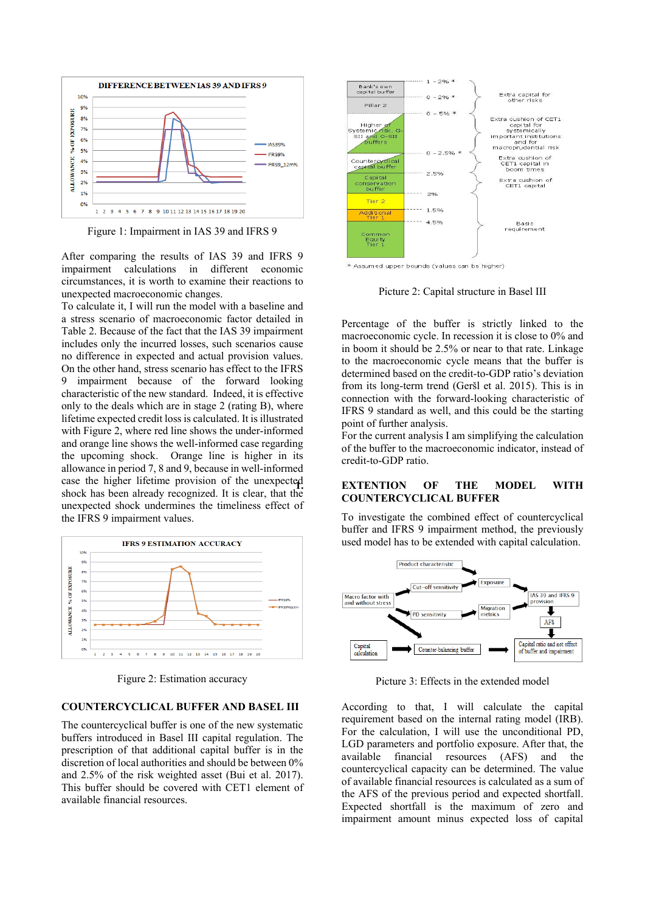Figure 1: Impairment in IAS 39 and IFRS 9

After comparing the results of IAS 39 and IFRS 9 impairment calculations in different economic circumstances, it is worth to examine their reactions to unexpected macroeconomic changes.

To calculate it, I will run the model with a baseline and a stress scenario of macroeconomic factor detailed in Table 2. Because of the fact that the IAS 39 impairment includes only the incurred losses, such scenarios cause no difference in expected and actual provision values. On the other hand, stress scenario has effect to the IFRS 9 impairment because of the forward looking characteristic of the new standard. Indeed, it is effective only to the deals which are in stage 2 (rating B), where lifetime expected credit loss is calculated. It is illustrated with Figure 2, where red line shows the under-informed and orange line shows the well-informed case regarding the upcoming shock. Orange line is higher in its allowance in period 7, 8 and 9, because in well-informed case the higher lifetime provision of the unexpected shock has been already recognized. It is clear, that the unexpected shock undermines the timeliness effect of the IFRS 9 impairment values.

Figure 2: Estimation accuracy

## COUNTERCYCLICAL BUFFER AND BASEL III

The countercyclical buffer is one of the new systematic buffers introduced in Basel III capital regulation. The prescription of that additional capital buffer is in the discretion of local authorities and should be between 0% and 2.5% of the risk weighted asset (Bui et al. 2017). This buffer should be covered with CET1 element of available financial resources.

Picture 2: Capital structure in Basel III

Percentage of the buffer is strictly linked to the macroeconomic cycle. In recession it is close to 0% and in boom it should be 2.5% or near to that rate. Linkage to the macroeconomic cycle means that the buffer is determined based on the credit-to-GDP ratio's deviation from its long-term trend (Geršl et al. 2015). This is in connection with the forward-looking characteristic of IFRS 9 standard as well, and this could be the starting point of further analysis.

For the current analysis I am simplifying the calculation of the buffer to the macroeconomic indicator, instead of credit-to-GDP ratio.

## EXTENTION OF THE MODEL WITH COUNTERCYCLICAL BUFFER

To investigate the combined effect of countercyclical buffer and IFRS 9 impairment method, the previously used model has to be extended with capital calculation.

Picture 3: Effects in the extended model

According to that, I will calculate the capital requirement based on the internal rating model (IRB). For the calculation, I will use the unconditional PD, LGD parameters and portfolio exposure. After that, the available financial resources (AFS) and the countercyclical capacity can be determined. The value of available financial resources is calculated as a sum of the AFS of the previous period and expected shortfall. Expected shortfall is the maximum of zero and impairment amount minus expected loss of capital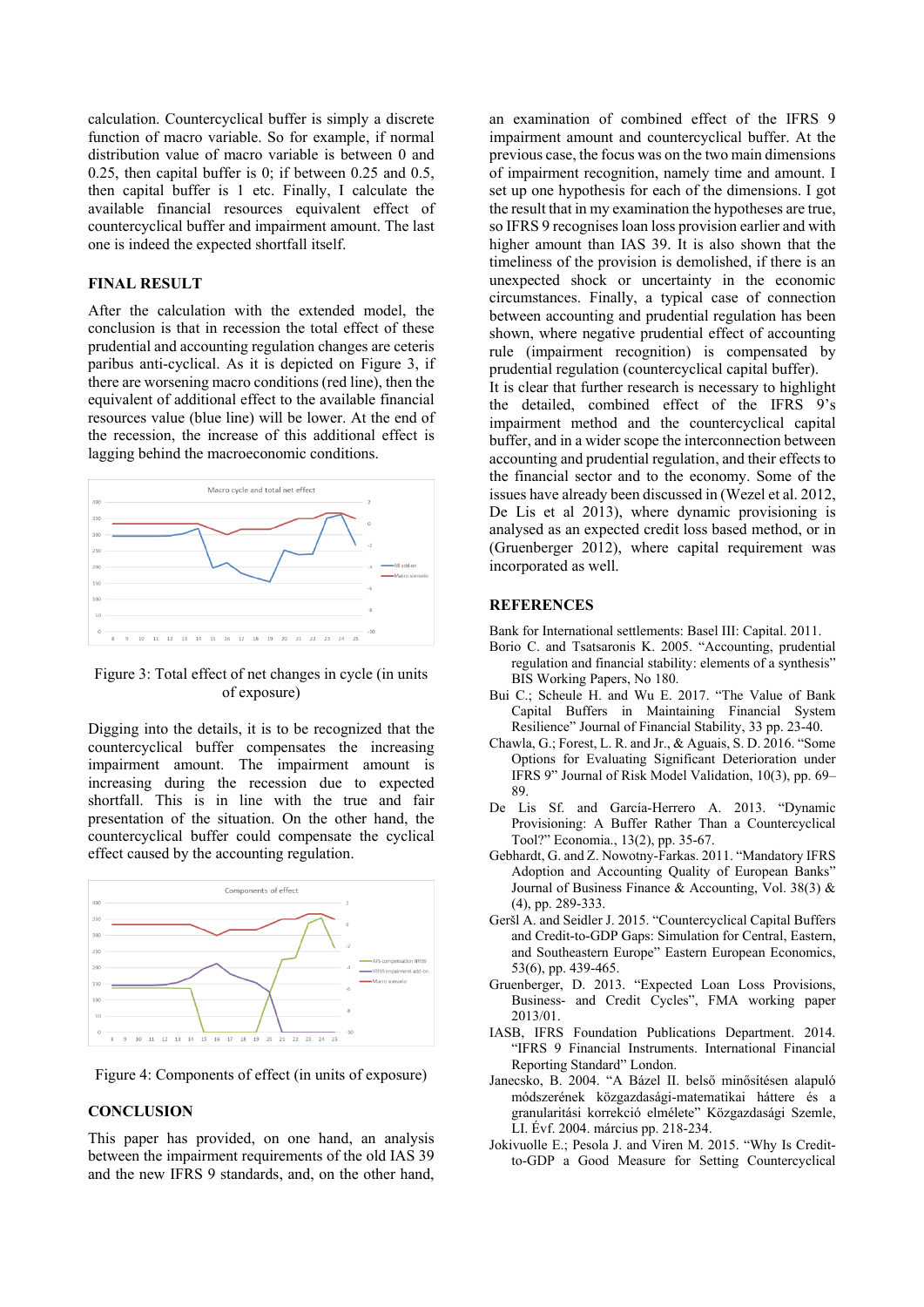calculation. Countercyclical buffer is simply a discrete function of macro variable. So for example, if normal distribution value of macro variable is between 0 and 0.25, then capital buffer is 0; if between 0.25 and 0.5, then capital buffer is 1 etc. Finally, I calculate the available financial resources equivalent effect of countercyclical buffer and impairment amount. The last one is indeed the expected shortfall itself.

## FINAL RESULT

After the calculation with the extended model, the conclusion is that in recession the total effect of these prudential and accounting regulation changes are ceteris paribus anti-cyclical. As it is depicted on Figure 3, if there are worsening macro conditions (red line), then the equivalent of additional effect to the available financial resources value (blue line) will be lower. At the end of the recession, the increase of this additional effect is lagging behind the macroeconomic conditions.

Figure 3: Total effect of net changes in cycle (in units of exposure)

Digging into the details, it is to be recognized that the countercyclical buffer compensates the increasing impairment amount. The impairment amount is increasing during the recession due to expected shortfall. This is in line with the true and fair presentation of the situation. On the other hand, the countercyclical buffer could compensate the cyclical effect caused by the accounting regulation.

Figure 4: Components of effect (in units of exposure)

## CONCLUSION

This paper has provided, on one hand, an analysis between the impairment requirements of the old IAS 39 and the new IFRS 9 standards, and, on the other hand, an examination of combined effect of the IFRS 9 impairment amount and countercyclical buffer. At the previous case, the focus was on the two main dimensions of impairment recognition, namely time and amount. I set up one hypothesis for each of the dimensions. I got the result that in my examination the hypotheses are true, so IFRS 9 recognises loan loss provision earlier and with higher amount than IAS 39. It is also shown that the timeliness of the provision is demolished, if there is an unexpected shock or uncertainty in the economic circumstances. Finally, a typical case of connection between accounting and prudential regulation has been shown, where negative prudential effect of accounting rule (impairment recognition) is compensated by prudential regulation (countercyclical capital buffer).

It is clear that further research is necessary to highlight the detailed, combined effect of the IFRS 9's impairment method and the countercyclical capital buffer, and in a wider scope the interconnection between accounting and prudential regulation, and their effects to the financial sector and to the economy. Some of the issues have already been discussed in (Wezel et al. 2012, De Lis et al 2013), where dynamic provisioning is analysed as an expected credit loss based method, or in (Gruenberger 2012), where capital requirement was incorporated as well.

## REFERENCES

Bank for International settlements: Basel III: Capital. 2011.

Borio C. and Tsatsaronis K. 2005. "Accounting, prudential regulation and financial stability: elements of a synthesis" BIS Working Papers, No 180.

Bui C.; Scheule H. and Wu E. 2017. "The Value of Bank Capital Buffers in Maintaining Financial System Resilience" Journal of Financial Stability, 33 pp. 23-40.

Chawla, G.; Forest, L. R. and Jr., & Aguais, S. D. 2016. "Some Options for Evaluating Significant Deterioration under IFRS 9" Journal of Risk Model Validation, 10(3), pp. 69–89.

De Lis Sf. and García-Herrero A. 2013. "Dynamic Provisioning: A Buffer Rather Than a Countercyclical Tool?" Economia., 13(2), pp. 35-67.

Gebhardt, G. and Z. Nowotny-Farkas. 2011. "Mandatory IFRS Adoption and Accounting Quality of European Banks" Journal of Business Finance & Accounting, Vol. 38(3) & (4), pp. 289-333.

Geršl A. and Seidler J. 2015. "Countercyclical Capital Buffers and Credit-to-GDP Gaps: Simulation for Central, Eastern, and Southeastern Europe" Eastern European Economics, 53(6), pp. 439-465.

Gruenberger, D. 2013. "Expected Loan Loss Provisions, Business- and Credit Cycles", FMA working paper 2013/01.

IASB, IFRS Foundation Publications Department. 2014. "IFRS 9 Financial Instruments. International Financial Reporting Standard" London.

Janecsko, B. 2004. "A Bázel II. belső minősítésen alapuló módszerének közgazdasági-matematikai háttere és a granularitási korrekció elmélete" Közgazdasági Szemle, LI. Évf. 2004. március pp. 218-234.

Jokivuolle E.; Pesola J. and Viren M. 2015. "Why Is Credit-to-GDP a Good Measure for Setting Countercyclical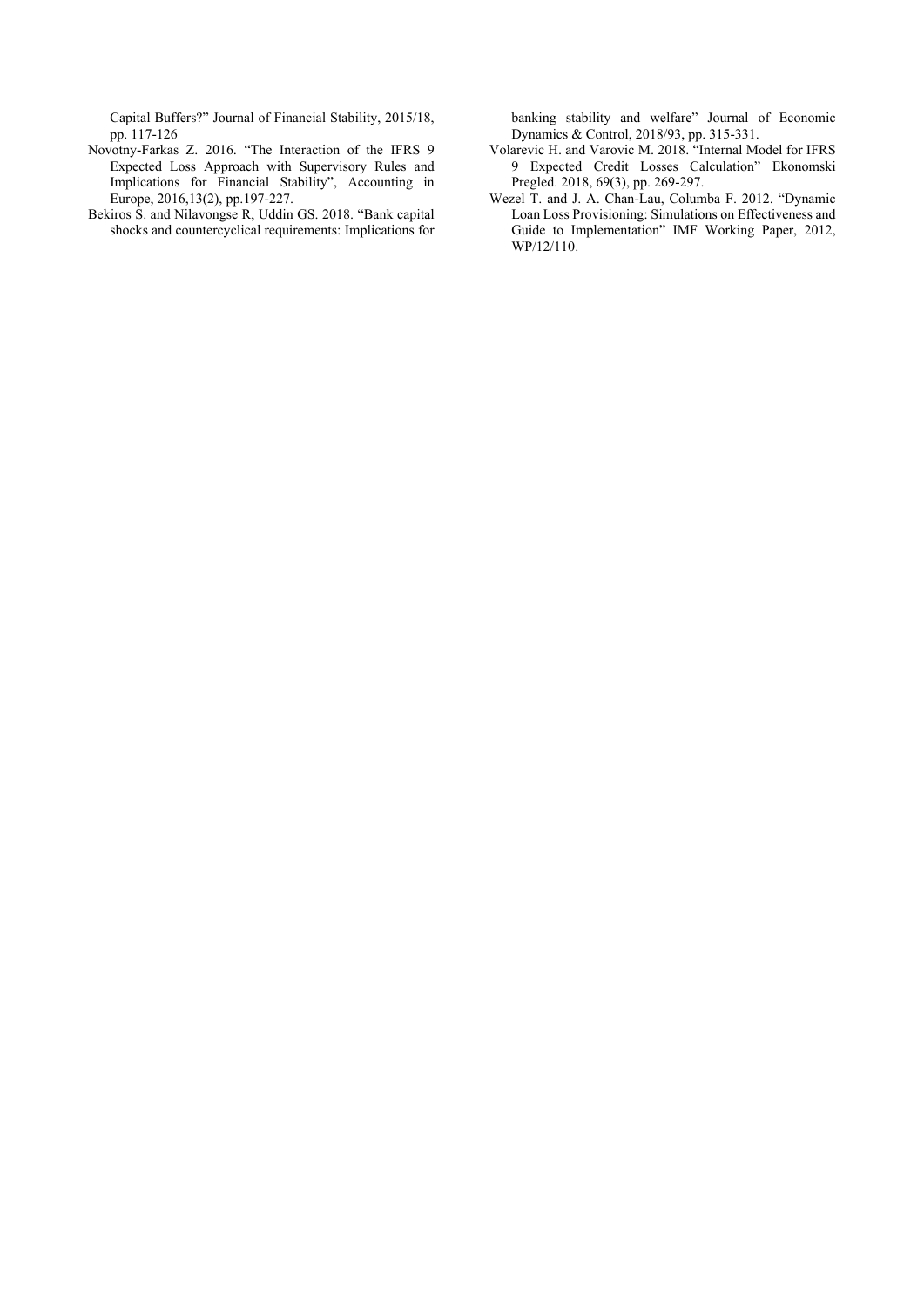Capital Buffers?" Journal of Financial Stability, 2015/18, pp. 117-126

Novotny-Farkas Z. 2016. "The Interaction of the IFRS 9 Expected Loss Approach with Supervisory Rules and Implications for Financial Stability", Accounting in Europe, 2016,13(2), pp.197-227.

Bekiros S. and Nilavongse R, Uddin GS. 2018. "Bank capital shocks and countercyclical requirements: Implications for banking stability and welfare" Journal of Economic Dynamics & Control, 2018/93, pp. 315-331.

Volarevic H. and Varovic M. 2018. "Internal Model for IFRS 9 Expected Credit Losses Calculation" Ekonomski Pregled. 2018, 69(3), pp. 269-297.

Wezel T. and J. A. Chan-Lau, Columba F. 2012. "Dynamic Loan Loss Provisioning: Simulations on Effectiveness and Guide to Implementation" IMF Working Paper, 2012, WP/12/110.